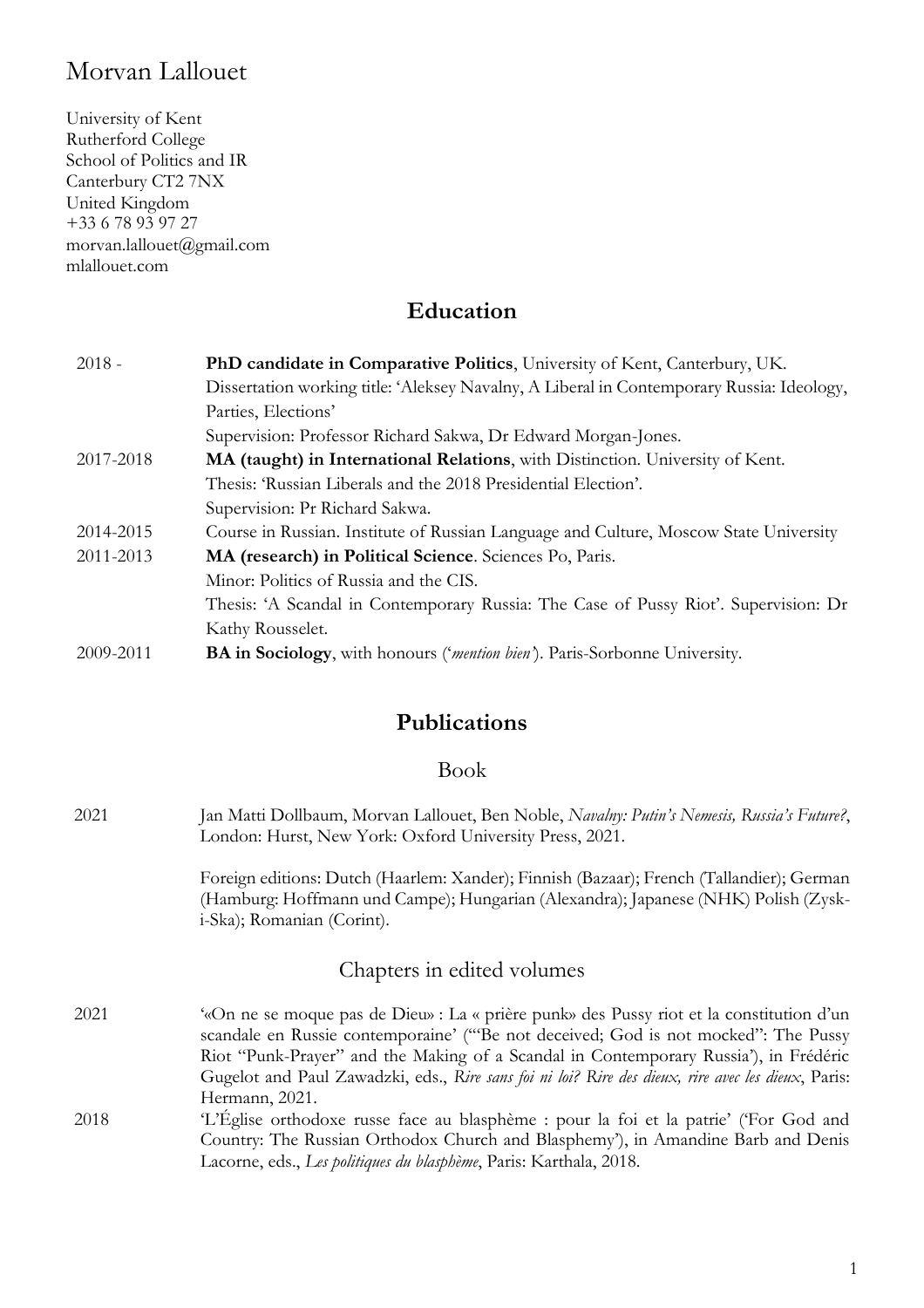# Morvan Lallouet

University of Kent
Rutherford College
School of Politics and IR
Canterbury CT2 7NX
United Kingdom
+33 6 78 93 97 27
morvan.lallouet@gmail.com
mlallouet.com

## Education

| | |
|---|---|
| 2018 - | **PhD candidate in Comparative Politics**, University of Kent, Canterbury, UK.<br>Dissertation working title: 'Aleksey Navalny, A Liberal in Contemporary Russia: Ideology, Parties, Elections'<br>Supervision: Professor Richard Sakwa, Dr Edward Morgan-Jones. |
| 2017-2018 | **MA (taught) in International Relations**, with Distinction. University of Kent.<br>Thesis: 'Russian Liberals and the 2018 Presidential Election'.<br>Supervision: Pr Richard Sakwa. |
| 2014-2015 | Course in Russian. Institute of Russian Language and Culture, Moscow State University |
| 2011-2013 | **MA (research) in Political Science**. Sciences Po, Paris.<br>Minor: Politics of Russia and the CIS.<br>Thesis: 'A Scandal in Contemporary Russia: The Case of Pussy Riot'. Supervision: Dr Kathy Rousselet. |
| 2009-2011 | **BA in Sociology**, with honours ('*mention bien*'). Paris-Sorbonne University. |

## Publications

### Book

2021 — Jan Matti Dollbaum, Morvan Lallouet, Ben Noble, *Navalny: Putin's Nemesis, Russia's Future?*, London: Hurst, New York: Oxford University Press, 2021.

Foreign editions: Dutch (Haarlem: Xander); Finnish (Bazaar); French (Tallandier); German (Hamburg: Hoffmann und Campe); Hungarian (Alexandra); Japanese (NHK) Polish (Zysk-i-Ska); Romanian (Corint).

### Chapters in edited volumes

2021 — '«On ne se moque pas de Dieu» : La « prière punk» des Pussy riot et la constitution d'un scandale en Russie contemporaine' ('"Be not deceived; God is not mocked": The Pussy Riot "Punk-Prayer" and the Making of a Scandal in Contemporary Russia'), in Frédéric Gugelot and Paul Zawadzki, eds., *Rire sans foi ni loi? Rire des dieux, rire avec les dieux*, Paris: Hermann, 2021.

2018 — 'L'Église orthodoxe russe face au blasphème : pour la foi et la patrie' ('For God and Country: The Russian Orthodox Church and Blasphemy'), in Amandine Barb and Denis Lacorne, eds., *Les politiques du blasphème*, Paris: Karthala, 2018.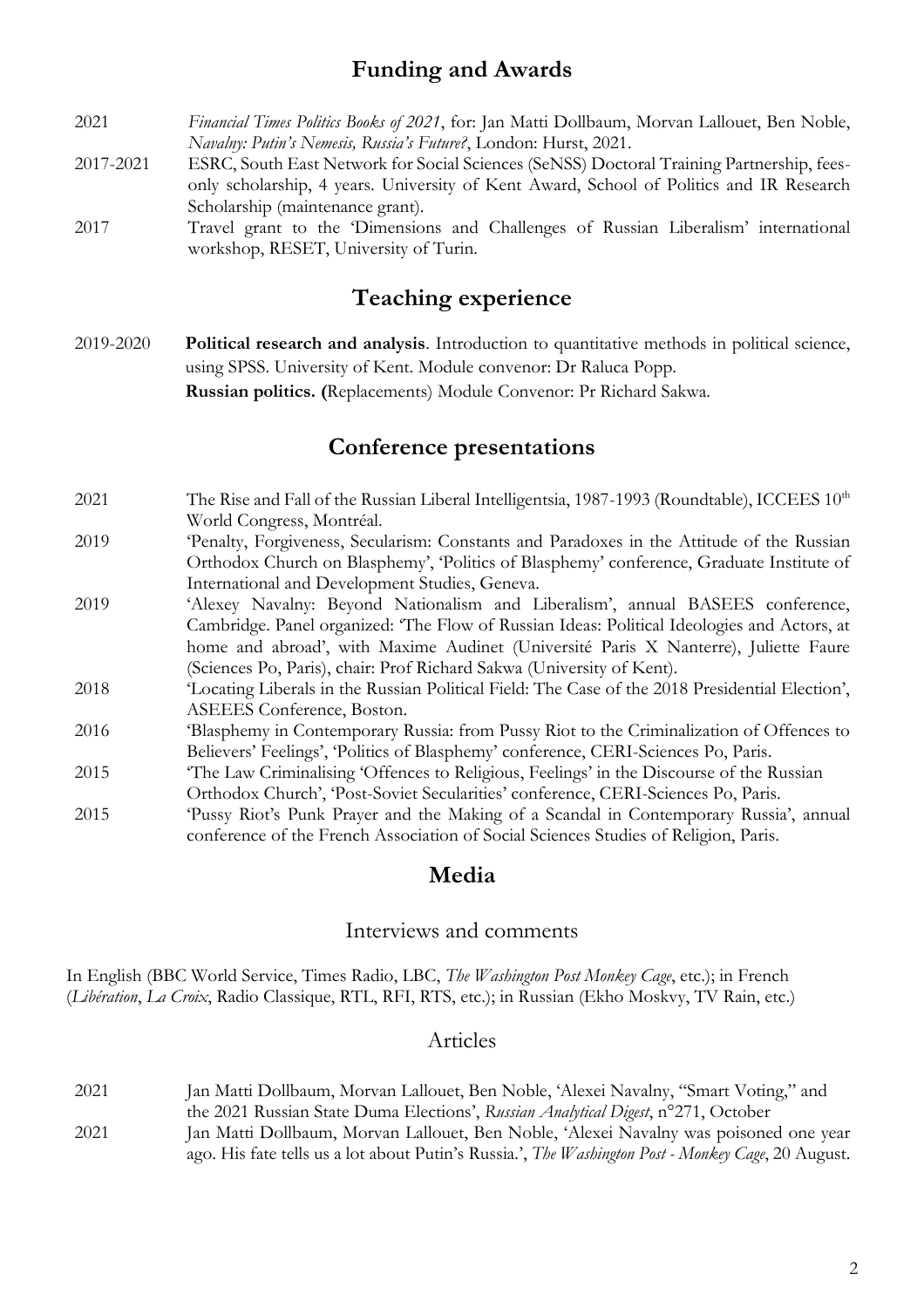## Funding and Awards

2021 *Financial Times Politics Books of 2021*, for: Jan Matti Dollbaum, Morvan Lallouet, Ben Noble, *Navalny: Putin's Nemesis, Russia's Future?*, London: Hurst, 2021.

2017-2021 ESRC, South East Network for Social Sciences (SeNSS) Doctoral Training Partnership, fees-only scholarship, 4 years. University of Kent Award, School of Politics and IR Research Scholarship (maintenance grant).

2017 Travel grant to the 'Dimensions and Challenges of Russian Liberalism' international workshop, RESET, University of Turin.

## Teaching experience

2019-2020 **Political research and analysis**. Introduction to quantitative methods in political science, using SPSS. University of Kent. Module convenor: Dr Raluca Popp.
**Russian politics. (**Replacements) Module Convenor: Pr Richard Sakwa.

## Conference presentations

2021 The Rise and Fall of the Russian Liberal Intelligentsia, 1987-1993 (Roundtable), ICCEES 10th World Congress, Montréal.

2019 'Penalty, Forgiveness, Secularism: Constants and Paradoxes in the Attitude of the Russian Orthodox Church on Blasphemy', 'Politics of Blasphemy' conference, Graduate Institute of International and Development Studies, Geneva.

2019 'Alexey Navalny: Beyond Nationalism and Liberalism', annual BASEES conference, Cambridge. Panel organized: 'The Flow of Russian Ideas: Political Ideologies and Actors, at home and abroad', with Maxime Audinet (Université Paris X Nanterre), Juliette Faure (Sciences Po, Paris), chair: Prof Richard Sakwa (University of Kent).

2018 'Locating Liberals in the Russian Political Field: The Case of the 2018 Presidential Election', ASEEES Conference, Boston.

2016 'Blasphemy in Contemporary Russia: from Pussy Riot to the Criminalization of Offences to Believers' Feelings', 'Politics of Blasphemy' conference, CERI-Sciences Po, Paris.

2015 'The Law Criminalising 'Offences to Religious, Feelings' in the Discourse of the Russian Orthodox Church', 'Post-Soviet Secularities' conference, CERI-Sciences Po, Paris.

2015 'Pussy Riot's Punk Prayer and the Making of a Scandal in Contemporary Russia', annual conference of the French Association of Social Sciences Studies of Religion, Paris.

## Media

### Interviews and comments

In English (BBC World Service, Times Radio, LBC, *The Washington Post Monkey Cage*, etc.); in French (*Libération*, *La Croix*, Radio Classique, RTL, RFI, RTS, etc.); in Russian (Ekho Moskvy, TV Rain, etc.)

### Articles

2021 Jan Matti Dollbaum, Morvan Lallouet, Ben Noble, 'Alexei Navalny, "Smart Voting," and the 2021 Russian State Duma Elections', *Russian Analytical Digest*, n°271, October

2021 Jan Matti Dollbaum, Morvan Lallouet, Ben Noble, 'Alexei Navalny was poisoned one year ago. His fate tells us a lot about Putin's Russia.', *The Washington Post - Monkey Cage*, 20 August.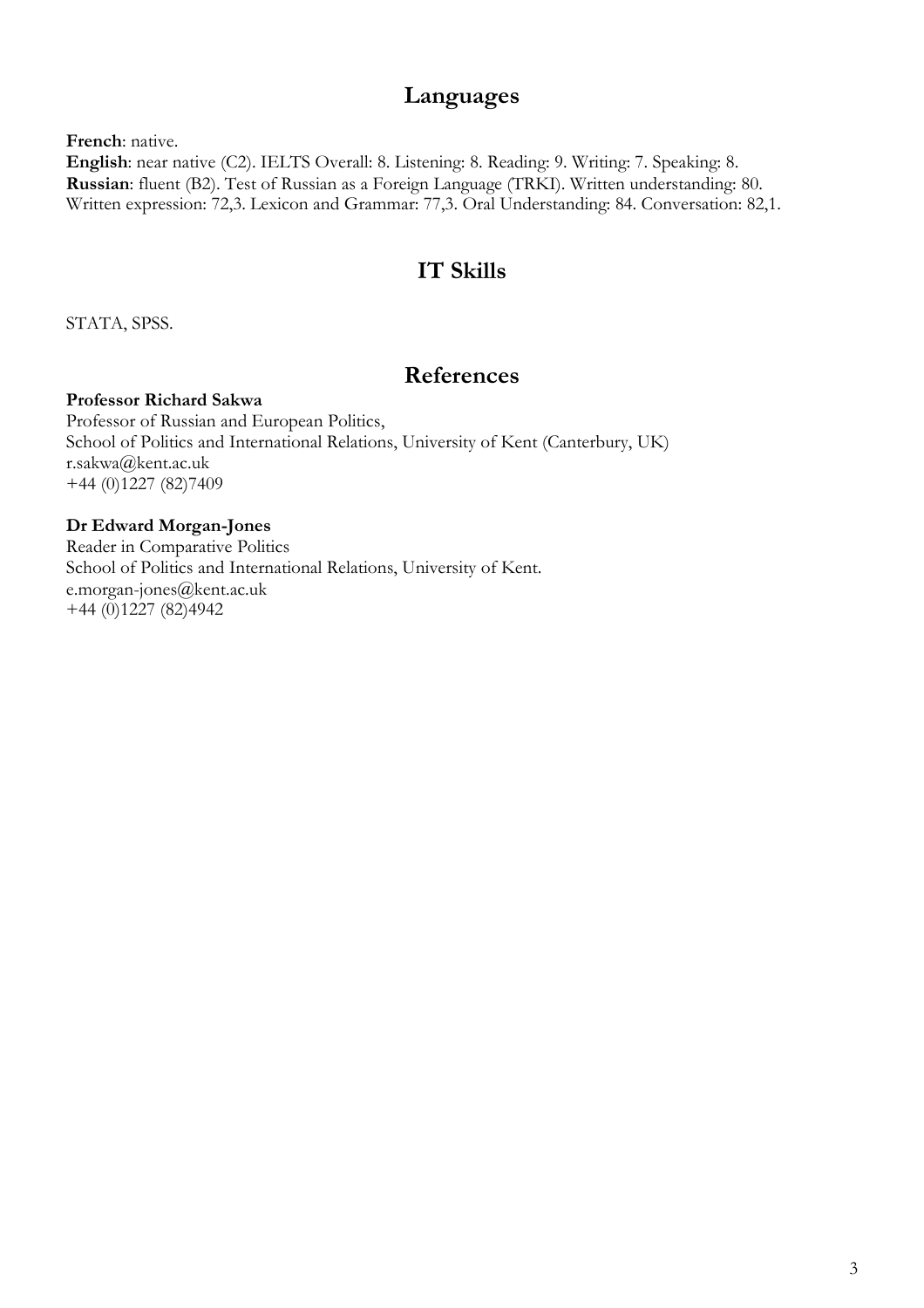## Languages

**French**: native.
**English**: near native (C2). IELTS Overall: 8. Listening: 8. Reading: 9. Writing: 7. Speaking: 8.
**Russian**: fluent (B2). Test of Russian as a Foreign Language (TRKI). Written understanding: 80. Written expression: 72,3. Lexicon and Grammar: 77,3. Oral Understanding: 84. Conversation: 82,1.

## IT Skills

STATA, SPSS.

## References

**Professor Richard Sakwa**
Professor of Russian and European Politics,
School of Politics and International Relations, University of Kent (Canterbury, UK)
r.sakwa@kent.ac.uk
+44 (0)1227 (82)7409

**Dr Edward Morgan-Jones**
Reader in Comparative Politics
School of Politics and International Relations, University of Kent.
e.morgan-jones@kent.ac.uk
+44 (0)1227 (82)4942